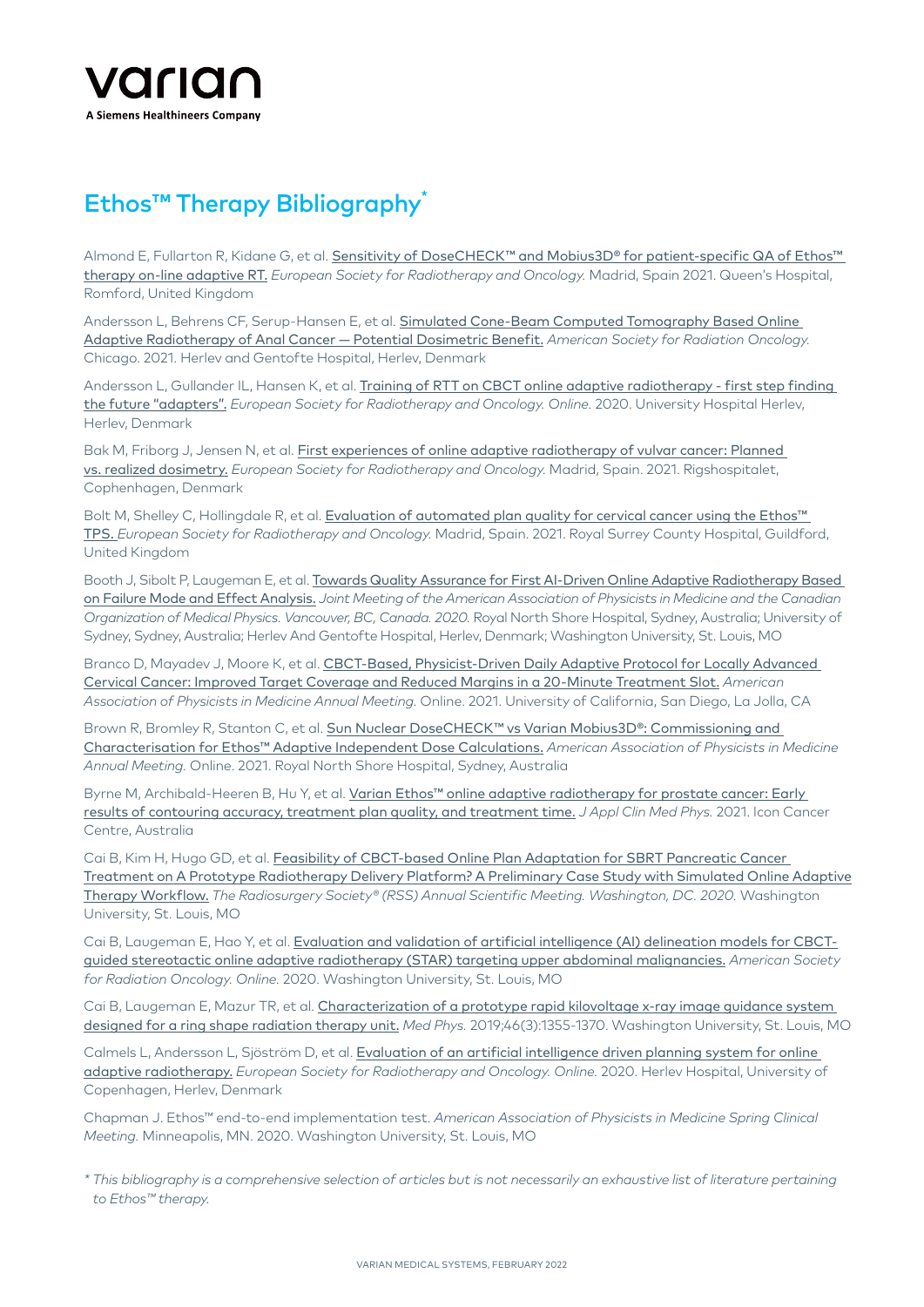varian

A Siemens Healthineers Company

# Ethos™ Therapy Bibliography*

Almond E, Fullarton R, Kidane G, et al. Sensitivity of DoseCHECK™ and Mobius3D® for patient-specific QA of Ethos™ therapy on-line adaptive RT. *European Society for Radiotherapy and Oncology.* Madrid, Spain 2021. Queen's Hospital, Romford, United Kingdom

Andersson L, Behrens CF, Serup-Hansen E, et al. Simulated Cone-Beam Computed Tomography Based Online Adaptive Radiotherapy of Anal Cancer — Potential Dosimetric Benefit. *American Society for Radiation Oncology.* Chicago. 2021. Herlev and Gentofte Hospital, Herlev, Denmark

Andersson L, Gullander IL, Hansen K, et al. Training of RTT on CBCT online adaptive radiotherapy - first step finding the future "adapters". *European Society for Radiotherapy and Oncology. Online.* 2020. University Hospital Herlev, Herlev, Denmark

Bak M, Friborg J, Jensen N, et al. First experiences of online adaptive radiotherapy of vulvar cancer: Planned vs. realized dosimetry. *European Society for Radiotherapy and Oncology.* Madrid, Spain. 2021. Rigshospitalet, Cophenhagen, Denmark

Bolt M, Shelley C, Hollingdale R, et al. Evaluation of automated plan quality for cervical cancer using the Ethos™ TPS. *European Society for Radiotherapy and Oncology.* Madrid, Spain. 2021. Royal Surrey County Hospital, Guildford, United Kingdom

Booth J, Sibolt P, Laugeman E, et al. Towards Quality Assurance for First AI-Driven Online Adaptive Radiotherapy Based on Failure Mode and Effect Analysis. *Joint Meeting of the American Association of Physicists in Medicine and the Canadian Organization of Medical Physics. Vancouver, BC, Canada. 2020.* Royal North Shore Hospital, Sydney, Australia; University of Sydney, Sydney, Australia; Herlev And Gentofte Hospital, Herlev, Denmark; Washington University, St. Louis, MO

Branco D, Mayadev J, Moore K, et al. CBCT-Based, Physicist-Driven Daily Adaptive Protocol for Locally Advanced Cervical Cancer: Improved Target Coverage and Reduced Margins in a 20-Minute Treatment Slot. *American Association of Physicists in Medicine Annual Meeting.* Online. 2021. University of California, San Diego, La Jolla, CA

Brown R, Bromley R, Stanton C, et al. Sun Nuclear DoseCHECK™ vs Varian Mobius3D®: Commissioning and Characterisation for Ethos™ Adaptive Independent Dose Calculations. *American Association of Physicists in Medicine Annual Meeting.* Online. 2021. Royal North Shore Hospital, Sydney, Australia

Byrne M, Archibald-Heeren B, Hu Y, et al. Varian Ethos™ online adaptive radiotherapy for prostate cancer: Early results of contouring accuracy, treatment plan quality, and treatment time. *J Appl Clin Med Phys.* 2021. Icon Cancer Centre, Australia

Cai B, Kim H, Hugo GD, et al. Feasibility of CBCT-based Online Plan Adaptation for SBRT Pancreatic Cancer Treatment on A Prototype Radiotherapy Delivery Platform? A Preliminary Case Study with Simulated Online Adaptive Therapy Workflow. *The Radiosurgery Society® (RSS) Annual Scientific Meeting. Washington, DC. 2020.* Washington University, St. Louis, MO

Cai B, Laugeman E, Hao Y, et al. Evaluation and validation of artificial intelligence (AI) delineation models for CBCT-guided stereotactic online adaptive radiotherapy (STAR) targeting upper abdominal malignancies. *American Society for Radiation Oncology. Online.* 2020. Washington University, St. Louis, MO

Cai B, Laugeman E, Mazur TR, et al. Characterization of a prototype rapid kilovoltage x-ray image guidance system designed for a ring shape radiation therapy unit. *Med Phys.* 2019;46(3):1355-1370. Washington University, St. Louis, MO

Calmels L, Andersson L, Sjöström D, et al. Evaluation of an artificial intelligence driven planning system for online adaptive radiotherapy. *European Society for Radiotherapy and Oncology. Online.* 2020. Herlev Hospital, University of Copenhagen, Herlev, Denmark

Chapman J. Ethos™ end-to-end implementation test. *American Association of Physicists in Medicine Spring Clinical Meeting.* Minneapolis, MN. 2020. Washington University, St. Louis, MO

*\* This bibliography is a comprehensive selection of articles but is not necessarily an exhaustive list of literature pertaining to Ethos™ therapy.*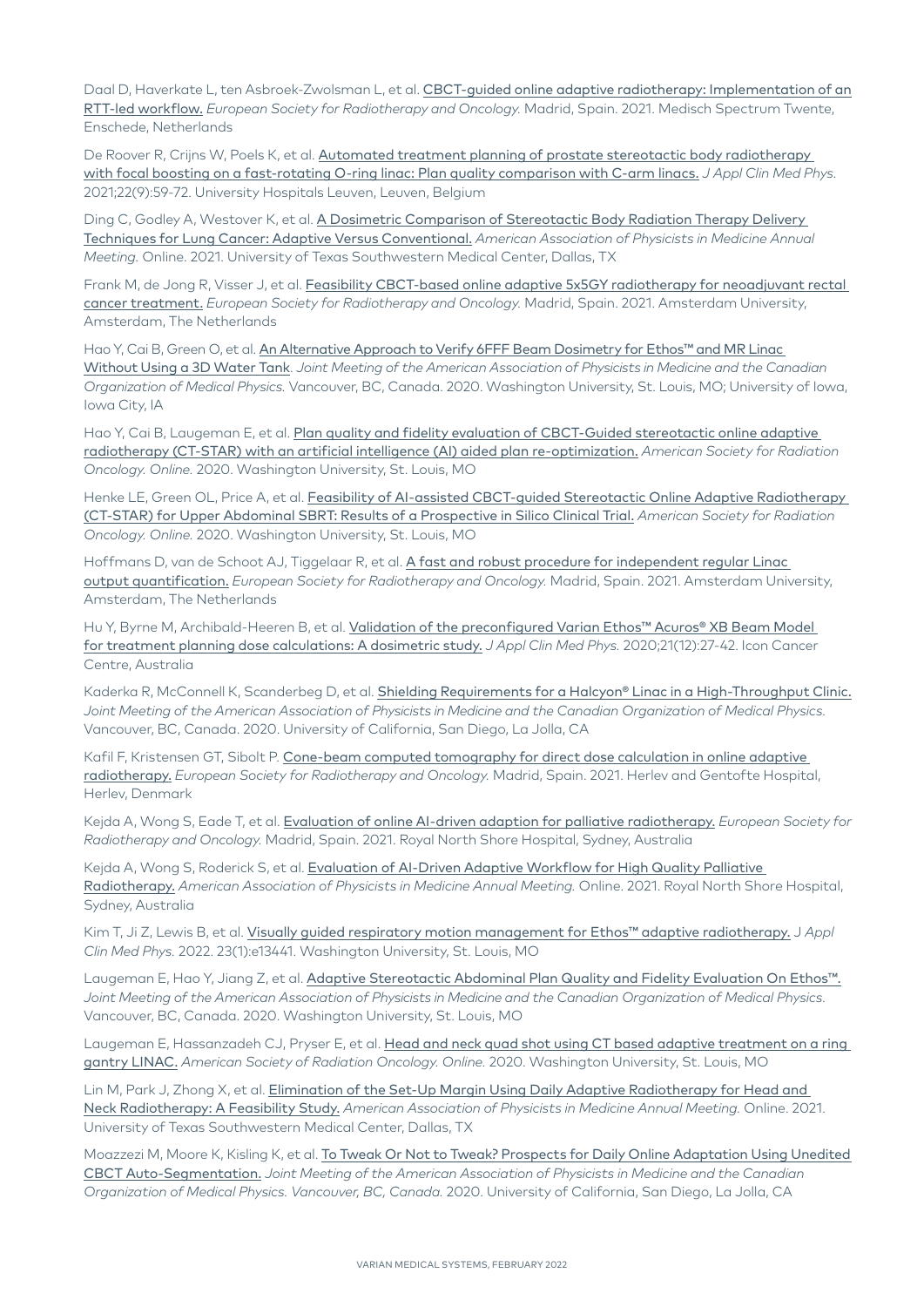Daal D, Haverkate L, ten Asbroek-Zwolsman L, et al. CBCT-guided online adaptive radiotherapy: Implementation of an RTT-led workflow. *European Society for Radiotherapy and Oncology.* Madrid, Spain. 2021. Medisch Spectrum Twente, Enschede, Netherlands

De Roover R, Crijns W, Poels K, et al. Automated treatment planning of prostate stereotactic body radiotherapy with focal boosting on a fast-rotating O-ring linac: Plan quality comparison with C-arm linacs. *J Appl Clin Med Phys.* 2021;22(9):59-72. University Hospitals Leuven, Leuven, Belgium

Ding C, Godley A, Westover K, et al. A Dosimetric Comparison of Stereotactic Body Radiation Therapy Delivery Techniques for Lung Cancer: Adaptive Versus Conventional. *American Association of Physicists in Medicine Annual Meeting.* Online. 2021. University of Texas Southwestern Medical Center, Dallas, TX

Frank M, de Jong R, Visser J, et al. Feasibility CBCT-based online adaptive 5x5GY radiotherapy for neoadjuvant rectal cancer treatment. *European Society for Radiotherapy and Oncology.* Madrid, Spain. 2021. Amsterdam University, Amsterdam, The Netherlands

Hao Y, Cai B, Green O, et al. An Alternative Approach to Verify 6FFF Beam Dosimetry for Ethos™ and MR Linac Without Using a 3D Water Tank. *Joint Meeting of the American Association of Physicists in Medicine and the Canadian Organization of Medical Physics.* Vancouver, BC, Canada. 2020. Washington University, St. Louis, MO; University of Iowa, Iowa City, IA

Hao Y, Cai B, Laugeman E, et al. Plan quality and fidelity evaluation of CBCT-Guided stereotactic online adaptive radiotherapy (CT-STAR) with an artificial intelligence (AI) aided plan re-optimization. *American Society for Radiation Oncology. Online.* 2020. Washington University, St. Louis, MO

Henke LE, Green OL, Price A, et al. Feasibility of AI-assisted CBCT-guided Stereotactic Online Adaptive Radiotherapy (CT-STAR) for Upper Abdominal SBRT: Results of a Prospective in Silico Clinical Trial. *American Society for Radiation Oncology. Online.* 2020. Washington University, St. Louis, MO

Hoffmans D, van de Schoot AJ, Tiggelaar R, et al. A fast and robust procedure for independent regular Linac output quantification. *European Society for Radiotherapy and Oncology.* Madrid, Spain. 2021. Amsterdam University, Amsterdam, The Netherlands

Hu Y, Byrne M, Archibald-Heeren B, et al. Validation of the preconfigured Varian Ethos™ Acuros® XB Beam Model for treatment planning dose calculations: A dosimetric study. *J Appl Clin Med Phys.* 2020;21(12):27-42. Icon Cancer Centre, Australia

Kaderka R, McConnell K, Scanderbeg D, et al. Shielding Requirements for a Halcyon® Linac in a High-Throughput Clinic. *Joint Meeting of the American Association of Physicists in Medicine and the Canadian Organization of Medical Physics.* Vancouver, BC, Canada. 2020. University of California, San Diego, La Jolla, CA

Kafil F, Kristensen GT, Sibolt P. Cone-beam computed tomography for direct dose calculation in online adaptive radiotherapy. *European Society for Radiotherapy and Oncology.* Madrid, Spain. 2021. Herlev and Gentofte Hospital, Herlev, Denmark

Kejda A, Wong S, Eade T, et al. Evaluation of online AI-driven adaption for palliative radiotherapy. *European Society for Radiotherapy and Oncology.* Madrid, Spain. 2021. Royal North Shore Hospital, Sydney, Australia

Kejda A, Wong S, Roderick S, et al. Evaluation of AI-Driven Adaptive Workflow for High Quality Palliative Radiotherapy. *American Association of Physicists in Medicine Annual Meeting.* Online. 2021. Royal North Shore Hospital, Sydney, Australia

Kim T, Ji Z, Lewis B, et al. Visually guided respiratory motion management for Ethos™ adaptive radiotherapy. *J Appl Clin Med Phys.* 2022. 23(1):e13441. Washington University, St. Louis, MO

Laugeman E, Hao Y, Jiang Z, et al. Adaptive Stereotactic Abdominal Plan Quality and Fidelity Evaluation On Ethos™. *Joint Meeting of the American Association of Physicists in Medicine and the Canadian Organization of Medical Physics.* Vancouver, BC, Canada. 2020. Washington University, St. Louis, MO

Laugeman E, Hassanzadeh CJ, Pryser E, et al. Head and neck quad shot using CT based adaptive treatment on a ring gantry LINAC. *American Society of Radiation Oncology. Online.* 2020. Washington University, St. Louis, MO

Lin M, Park J, Zhong X, et al. Elimination of the Set-Up Margin Using Daily Adaptive Radiotherapy for Head and Neck Radiotherapy: A Feasibility Study. *American Association of Physicists in Medicine Annual Meeting.* Online. 2021. University of Texas Southwestern Medical Center, Dallas, TX

Moazzezi M, Moore K, Kisling K, et al. To Tweak Or Not to Tweak? Prospects for Daily Online Adaptation Using Unedited CBCT Auto-Segmentation. *Joint Meeting of the American Association of Physicists in Medicine and the Canadian Organization of Medical Physics. Vancouver, BC, Canada.* 2020. University of California, San Diego, La Jolla, CA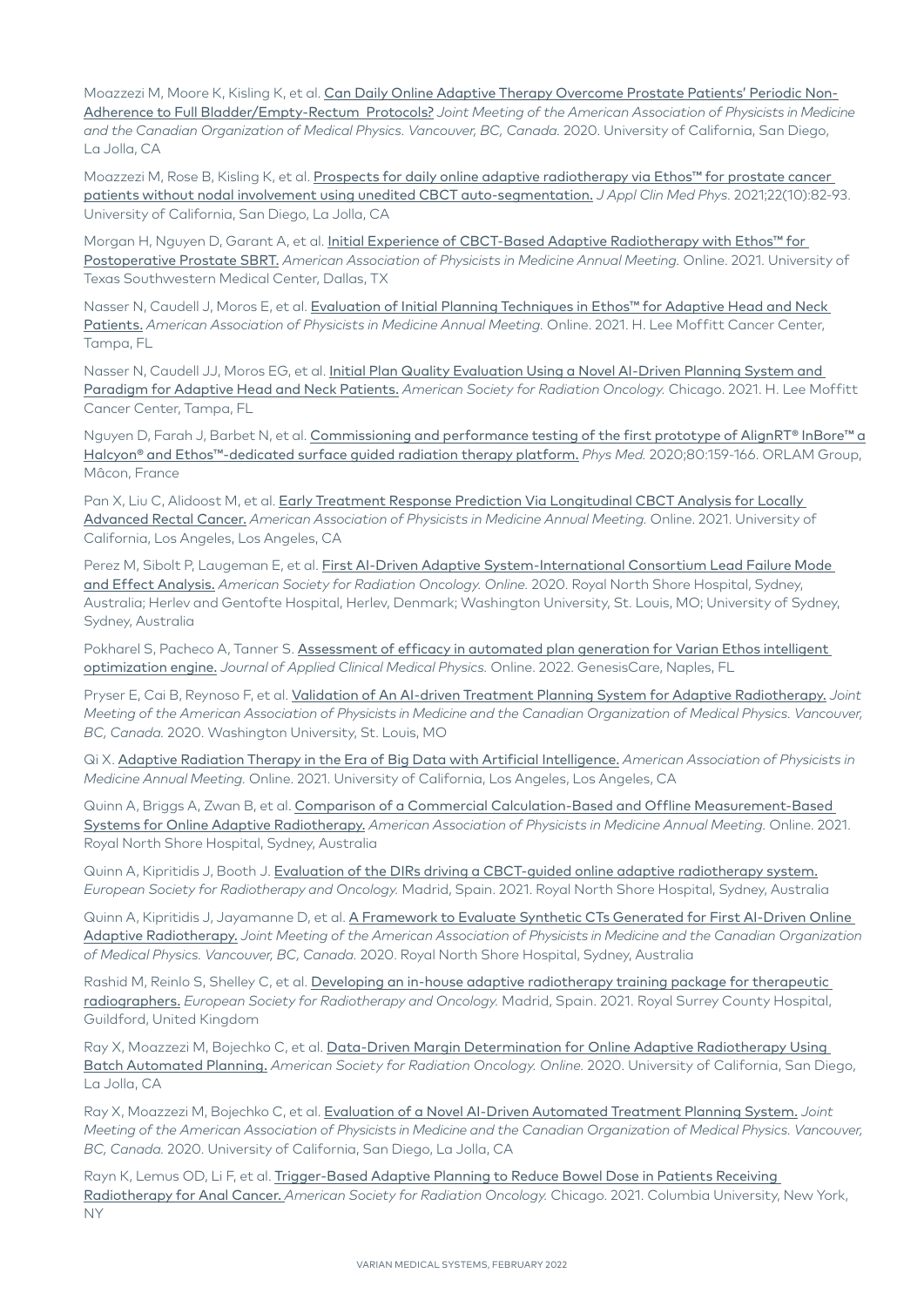Moazzezi M, Moore K, Kisling K, et al. Can Daily Online Adaptive Therapy Overcome Prostate Patients' Periodic Non-Adherence to Full Bladder/Empty-Rectum Protocols? *Joint Meeting of the American Association of Physicists in Medicine and the Canadian Organization of Medical Physics. Vancouver, BC, Canada.* 2020. University of California, San Diego, La Jolla, CA

Moazzezi M, Rose B, Kisling K, et al. Prospects for daily online adaptive radiotherapy via Ethos™ for prostate cancer patients without nodal involvement using unedited CBCT auto-segmentation. *J Appl Clin Med Phys.* 2021;22(10):82-93. University of California, San Diego, La Jolla, CA

Morgan H, Nguyen D, Garant A, et al. Initial Experience of CBCT-Based Adaptive Radiotherapy with Ethos™ for Postoperative Prostate SBRT. *American Association of Physicists in Medicine Annual Meeting.* Online. 2021. University of Texas Southwestern Medical Center, Dallas, TX

Nasser N, Caudell J, Moros E, et al. Evaluation of Initial Planning Techniques in Ethos™ for Adaptive Head and Neck Patients. *American Association of Physicists in Medicine Annual Meeting.* Online. 2021. H. Lee Moffitt Cancer Center, Tampa, FL

Nasser N, Caudell JJ, Moros EG, et al. Initial Plan Quality Evaluation Using a Novel AI-Driven Planning System and Paradigm for Adaptive Head and Neck Patients. *American Society for Radiation Oncology.* Chicago. 2021. H. Lee Moffitt Cancer Center, Tampa, FL

Nguyen D, Farah J, Barbet N, et al. Commissioning and performance testing of the first prototype of AlignRT® InBore™ a Halcyon® and Ethos™-dedicated surface guided radiation therapy platform. *Phys Med.* 2020;80:159-166. ORLAM Group, Mâcon, France

Pan X, Liu C, Alidoost M, et al. Early Treatment Response Prediction Via Longitudinal CBCT Analysis for Locally Advanced Rectal Cancer. *American Association of Physicists in Medicine Annual Meeting.* Online. 2021. University of California, Los Angeles, Los Angeles, CA

Perez M, Sibolt P, Laugeman E, et al. First AI-Driven Adaptive System-International Consortium Lead Failure Mode and Effect Analysis. *American Society for Radiation Oncology. Online.* 2020. Royal North Shore Hospital, Sydney, Australia; Herlev and Gentofte Hospital, Herlev, Denmark; Washington University, St. Louis, MO; University of Sydney, Sydney, Australia

Pokharel S, Pacheco A, Tanner S. Assessment of efficacy in automated plan generation for Varian Ethos intelligent optimization engine. *Journal of Applied Clinical Medical Physics.* Online. 2022. GenesisCare, Naples, FL

Pryser E, Cai B, Reynoso F, et al. Validation of An AI-driven Treatment Planning System for Adaptive Radiotherapy. *Joint Meeting of the American Association of Physicists in Medicine and the Canadian Organization of Medical Physics. Vancouver, BC, Canada.* 2020. Washington University, St. Louis, MO

Qi X. Adaptive Radiation Therapy in the Era of Big Data with Artificial Intelligence. *American Association of Physicists in Medicine Annual Meeting.* Online. 2021. University of California, Los Angeles, Los Angeles, CA

Quinn A, Briggs A, Zwan B, et al. Comparison of a Commercial Calculation-Based and Offline Measurement-Based Systems for Online Adaptive Radiotherapy. *American Association of Physicists in Medicine Annual Meeting.* Online. 2021. Royal North Shore Hospital, Sydney, Australia

Quinn A, Kipritidis J, Booth J. Evaluation of the DIRs driving a CBCT-guided online adaptive radiotherapy system. *European Society for Radiotherapy and Oncology.* Madrid, Spain. 2021. Royal North Shore Hospital, Sydney, Australia

Quinn A, Kipritidis J, Jayamanne D, et al. A Framework to Evaluate Synthetic CTs Generated for First AI-Driven Online Adaptive Radiotherapy. *Joint Meeting of the American Association of Physicists in Medicine and the Canadian Organization of Medical Physics. Vancouver, BC, Canada.* 2020. Royal North Shore Hospital, Sydney, Australia

Rashid M, Reinlo S, Shelley C, et al. Developing an in-house adaptive radiotherapy training package for therapeutic radiographers. *European Society for Radiotherapy and Oncology.* Madrid, Spain. 2021. Royal Surrey County Hospital, Guildford, United Kingdom

Ray X, Moazzezi M, Bojechko C, et al. Data-Driven Margin Determination for Online Adaptive Radiotherapy Using Batch Automated Planning. *American Society for Radiation Oncology. Online.* 2020. University of California, San Diego, La Jolla, CA

Ray X, Moazzezi M, Bojechko C, et al. Evaluation of a Novel AI-Driven Automated Treatment Planning System. *Joint Meeting of the American Association of Physicists in Medicine and the Canadian Organization of Medical Physics. Vancouver, BC, Canada.* 2020. University of California, San Diego, La Jolla, CA

Rayn K, Lemus OD, Li F, et al. Trigger-Based Adaptive Planning to Reduce Bowel Dose in Patients Receiving Radiotherapy for Anal Cancer. *American Society for Radiation Oncology.* Chicago. 2021. Columbia University, New York, NY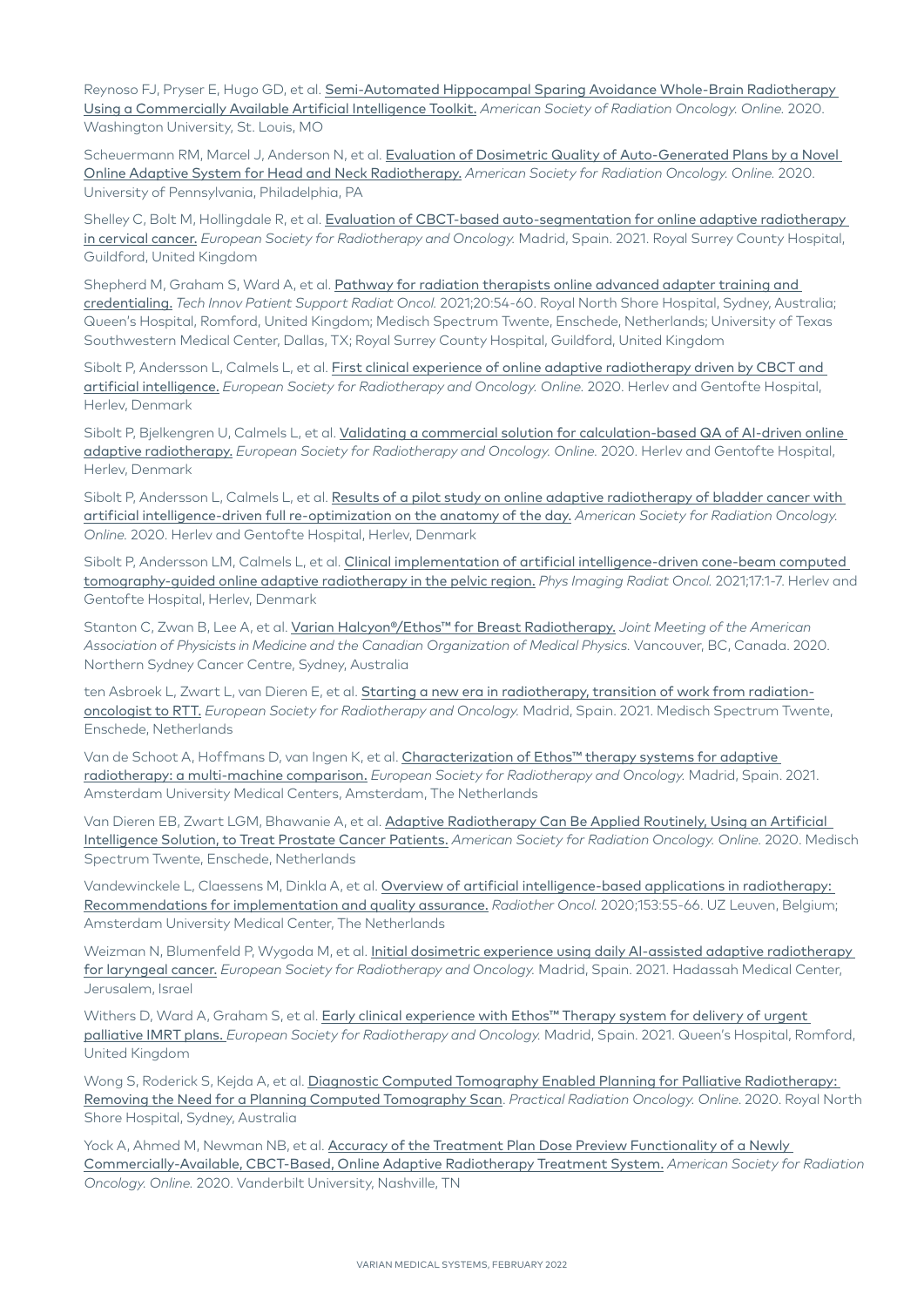Reynoso FJ, Pryser E, Hugo GD, et al. Semi-Automated Hippocampal Sparing Avoidance Whole-Brain Radiotherapy Using a Commercially Available Artificial Intelligence Toolkit. *American Society of Radiation Oncology. Online.* 2020. Washington University, St. Louis, MO

Scheuermann RM, Marcel J, Anderson N, et al. Evaluation of Dosimetric Quality of Auto-Generated Plans by a Novel Online Adaptive System for Head and Neck Radiotherapy. *American Society for Radiation Oncology. Online.* 2020. University of Pennsylvania, Philadelphia, PA

Shelley C, Bolt M, Hollingdale R, et al. Evaluation of CBCT-based auto-segmentation for online adaptive radiotherapy in cervical cancer. *European Society for Radiotherapy and Oncology.* Madrid, Spain. 2021. Royal Surrey County Hospital, Guildford, United Kingdom

Shepherd M, Graham S, Ward A, et al. Pathway for radiation therapists online advanced adapter training and credentialing. *Tech Innov Patient Support Radiat Oncol.* 2021;20:54-60. Royal North Shore Hospital, Sydney, Australia; Queen's Hospital, Romford, United Kingdom; Medisch Spectrum Twente, Enschede, Netherlands; University of Texas Southwestern Medical Center, Dallas, TX; Royal Surrey County Hospital, Guildford, United Kingdom

Sibolt P, Andersson L, Calmels L, et al. First clinical experience of online adaptive radiotherapy driven by CBCT and artificial intelligence. *European Society for Radiotherapy and Oncology. Online.* 2020. Herlev and Gentofte Hospital, Herlev, Denmark

Sibolt P, Bjelkengren U, Calmels L, et al. Validating a commercial solution for calculation-based QA of AI-driven online adaptive radiotherapy. *European Society for Radiotherapy and Oncology. Online.* 2020. Herlev and Gentofte Hospital, Herlev, Denmark

Sibolt P, Andersson L, Calmels L, et al. Results of a pilot study on online adaptive radiotherapy of bladder cancer with artificial intelligence-driven full re-optimization on the anatomy of the day. *American Society for Radiation Oncology. Online.* 2020. Herlev and Gentofte Hospital, Herlev, Denmark

Sibolt P, Andersson LM, Calmels L, et al. Clinical implementation of artificial intelligence-driven cone-beam computed tomography-guided online adaptive radiotherapy in the pelvic region. *Phys Imaging Radiat Oncol.* 2021;17:1-7. Herlev and Gentofte Hospital, Herlev, Denmark

Stanton C, Zwan B, Lee A, et al. Varian Halcyon®/Ethos™ for Breast Radiotherapy. *Joint Meeting of the American Association of Physicists in Medicine and the Canadian Organization of Medical Physics.* Vancouver, BC, Canada. 2020. Northern Sydney Cancer Centre, Sydney, Australia

ten Asbroek L, Zwart L, van Dieren E, et al. Starting a new era in radiotherapy, transition of work from radiation-oncologist to RTT. *European Society for Radiotherapy and Oncology.* Madrid, Spain. 2021. Medisch Spectrum Twente, Enschede, Netherlands

Van de Schoot A, Hoffmans D, van Ingen K, et al. Characterization of Ethos™ therapy systems for adaptive radiotherapy: a multi-machine comparison. *European Society for Radiotherapy and Oncology.* Madrid, Spain. 2021. Amsterdam University Medical Centers, Amsterdam, The Netherlands

Van Dieren EB, Zwart LGM, Bhawanie A, et al. Adaptive Radiotherapy Can Be Applied Routinely, Using an Artificial Intelligence Solution, to Treat Prostate Cancer Patients. *American Society for Radiation Oncology. Online.* 2020. Medisch Spectrum Twente, Enschede, Netherlands

Vandewinckele L, Claessens M, Dinkla A, et al. Overview of artificial intelligence-based applications in radiotherapy: Recommendations for implementation and quality assurance. *Radiother Oncol.* 2020;153:55-66. UZ Leuven, Belgium; Amsterdam University Medical Center, The Netherlands

Weizman N, Blumenfeld P, Wygoda M, et al. Initial dosimetric experience using daily AI-assisted adaptive radiotherapy for laryngeal cancer. *European Society for Radiotherapy and Oncology.* Madrid, Spain. 2021. Hadassah Medical Center, Jerusalem, Israel

Withers D, Ward A, Graham S, et al. Early clinical experience with Ethos™ Therapy system for delivery of urgent palliative IMRT plans. *European Society for Radiotherapy and Oncology.* Madrid, Spain. 2021. Queen's Hospital, Romford, United Kingdom

Wong S, Roderick S, Kejda A, et al. Diagnostic Computed Tomography Enabled Planning for Palliative Radiotherapy: Removing the Need for a Planning Computed Tomography Scan. *Practical Radiation Oncology. Online.* 2020. Royal North Shore Hospital, Sydney, Australia

Yock A, Ahmed M, Newman NB, et al. Accuracy of the Treatment Plan Dose Preview Functionality of a Newly Commercially-Available, CBCT-Based, Online Adaptive Radiotherapy Treatment System. *American Society for Radiation Oncology. Online.* 2020. Vanderbilt University, Nashville, TN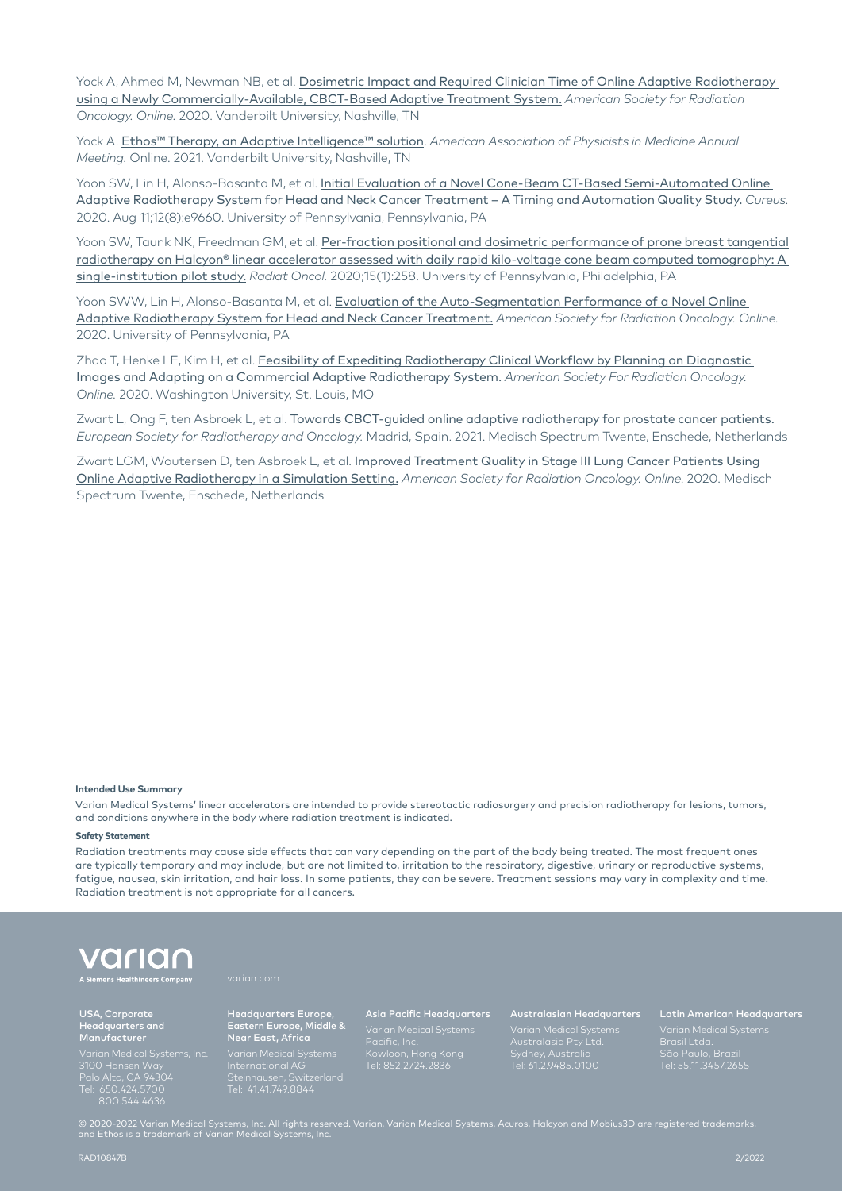Yock A, Ahmed M, Newman NB, et al. Dosimetric Impact and Required Clinician Time of Online Adaptive Radiotherapy using a Newly Commercially-Available, CBCT-Based Adaptive Treatment System. *American Society for Radiation Oncology. Online.* 2020. Vanderbilt University, Nashville, TN

Yock A. Ethos™ Therapy, an Adaptive Intelligence™ solution. *American Association of Physicists in Medicine Annual Meeting.* Online. 2021. Vanderbilt University, Nashville, TN

Yoon SW, Lin H, Alonso-Basanta M, et al. Initial Evaluation of a Novel Cone-Beam CT-Based Semi-Automated Online Adaptive Radiotherapy System for Head and Neck Cancer Treatment – A Timing and Automation Quality Study. *Cureus.* 2020. Aug 11;12(8):e9660. University of Pennsylvania, Pennsylvania, PA

Yoon SW, Taunk NK, Freedman GM, et al. Per-fraction positional and dosimetric performance of prone breast tangential radiotherapy on Halcyon® linear accelerator assessed with daily rapid kilo-voltage cone beam computed tomography: A single-institution pilot study. *Radiat Oncol.* 2020;15(1):258. University of Pennsylvania, Philadelphia, PA

Yoon SWW, Lin H, Alonso-Basanta M, et al. Evaluation of the Auto-Segmentation Performance of a Novel Online Adaptive Radiotherapy System for Head and Neck Cancer Treatment. *American Society for Radiation Oncology. Online.* 2020. University of Pennsylvania, PA

Zhao T, Henke LE, Kim H, et al. Feasibility of Expediting Radiotherapy Clinical Workflow by Planning on Diagnostic Images and Adapting on a Commercial Adaptive Radiotherapy System. *American Society For Radiation Oncology. Online.* 2020. Washington University, St. Louis, MO

Zwart L, Ong F, ten Asbroek L, et al. Towards CBCT-guided online adaptive radiotherapy for prostate cancer patients. *European Society for Radiotherapy and Oncology.* Madrid, Spain. 2021. Medisch Spectrum Twente, Enschede, Netherlands

Zwart LGM, Woutersen D, ten Asbroek L, et al. Improved Treatment Quality in Stage III Lung Cancer Patients Using Online Adaptive Radiotherapy in a Simulation Setting. *American Society for Radiation Oncology. Online.* 2020. Medisch Spectrum Twente, Enschede, Netherlands

**Intended Use Summary**

Varian Medical Systems' linear accelerators are intended to provide stereotactic radiosurgery and precision radiotherapy for lesions, tumors, and conditions anywhere in the body where radiation treatment is indicated.

**Safety Statement**

Radiation treatments may cause side effects that can vary depending on the part of the body being treated. The most frequent ones are typically temporary and may include, but are not limited to, irritation to the respiratory, digestive, urinary or reproductive systems, fatigue, nausea, skin irritation, and hair loss. In some patients, they can be severe. Treatment sessions may vary in complexity and time. Radiation treatment is not appropriate for all cancers.

varian
A Siemens Healthineers Company

varian.com

**USA, Corporate Headquarters and Manufacturer**
Varian Medical Systems, Inc.
3100 Hansen Way
Palo Alto, CA 94304
Tel: 650.424.5700
800.544.4636

**Headquarters Europe, Eastern Europe, Middle & Near East, Africa**
Varian Medical Systems International AG
Steinhausen, Switzerland
Tel: 41.41.749.8844

**Asia Pacific Headquarters**
Varian Medical Systems Pacific, Inc.
Kowloon, Hong Kong
Tel: 852.2724.2836

**Australasian Headquarters**
Varian Medical Systems Australasia Pty Ltd.
Sydney, Australia
Tel: 61.2.9485.0100

**Latin American Headquarters**
Varian Medical Systems Brasil Ltda.
São Paulo, Brazil
Tel: 55.11.3457.2655

© 2020-2022 Varian Medical Systems, Inc. All rights reserved. Varian, Varian Medical Systems, Acuros, Halcyon and Mobius3D are registered trademarks, and Ethos is a trademark of Varian Medical Systems, Inc.

RAD10847B 2/2022